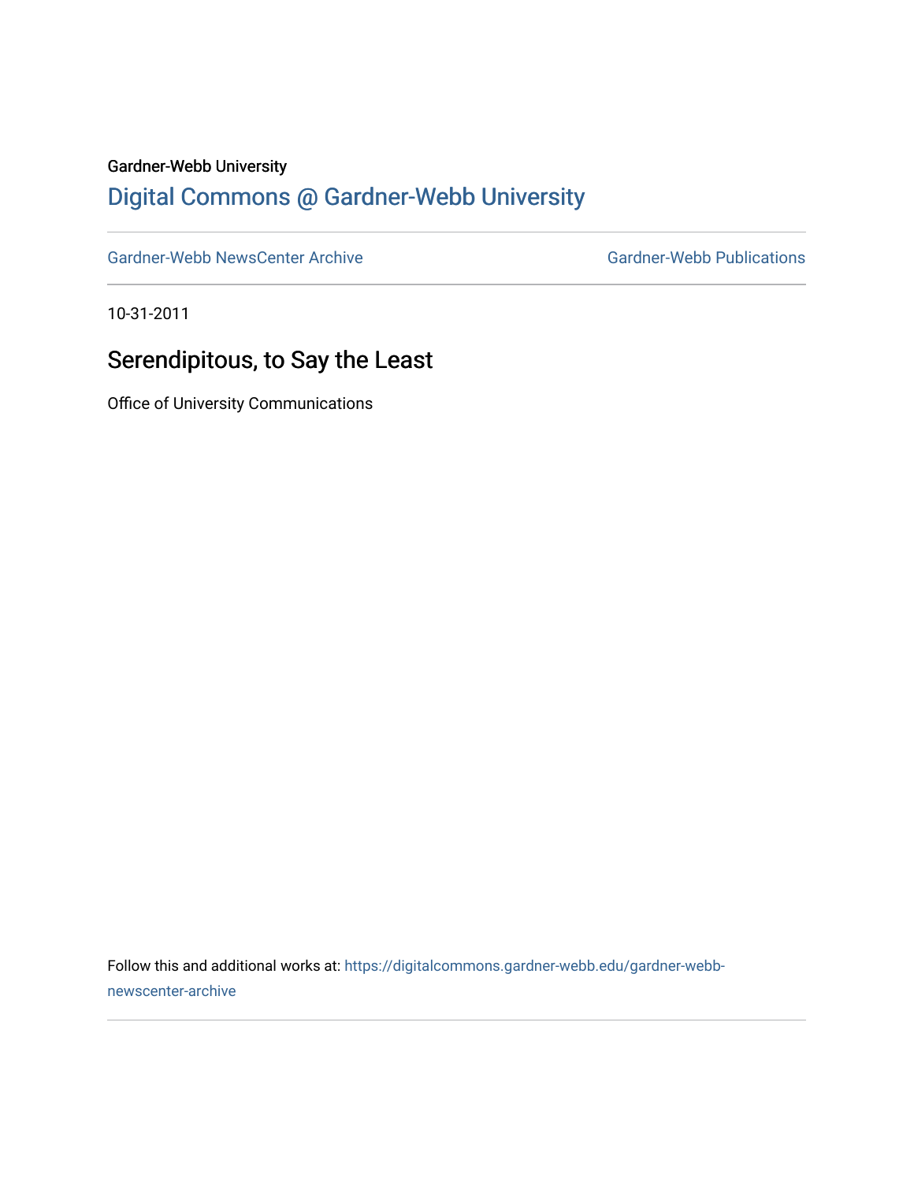Gardner-Webb University

## Digital Commons @ Gardner-Webb University

Gardner-Webb NewsCenter Archive | Gardner-Webb Publications

10-31-2011

# Serendipitous, to Say the Least

Office of University Communications

Follow this and additional works at: https://digitalcommons.gardner-webb.edu/gardner-webb-newscenter-archive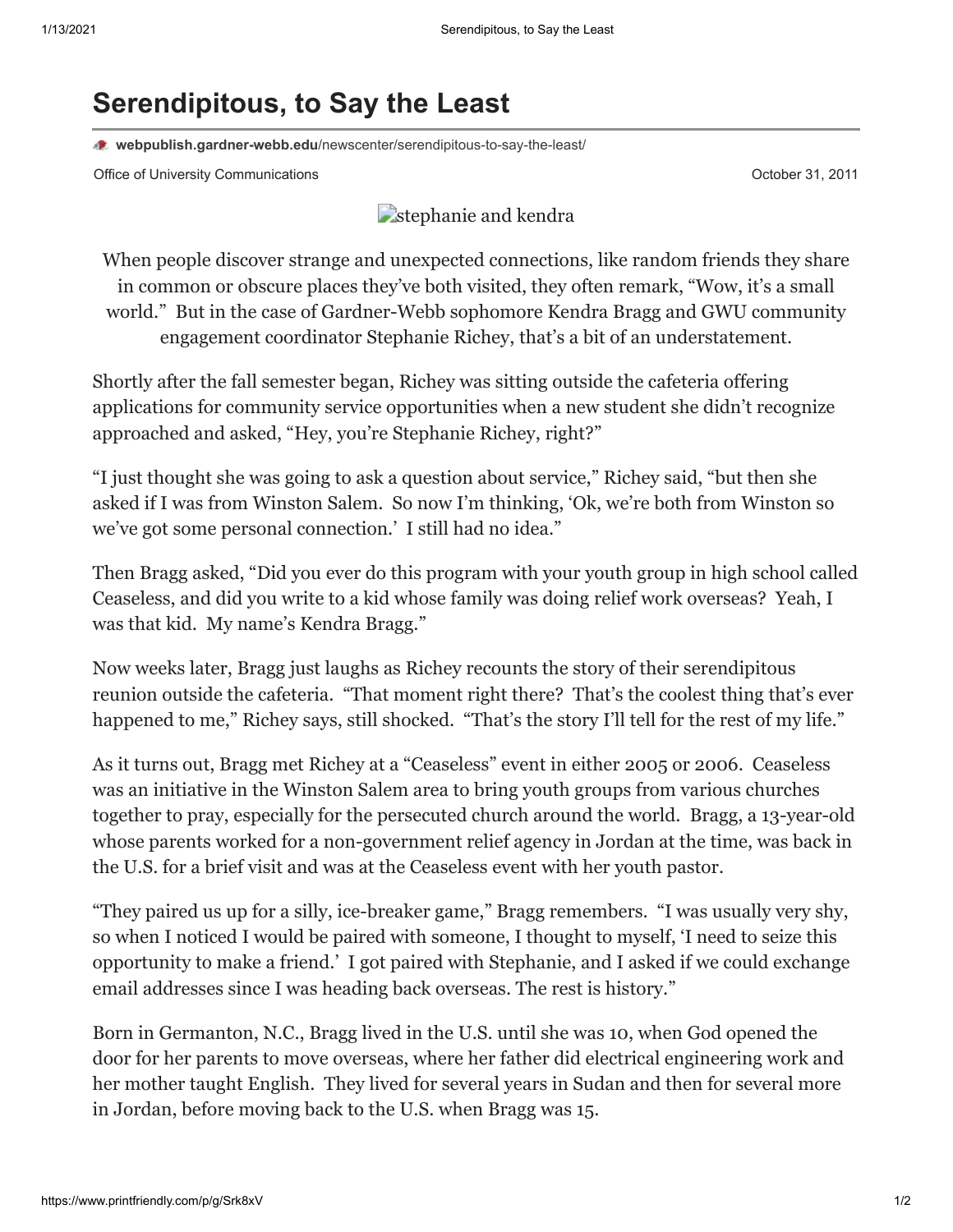# Serendipitous, to Say the Least

webpublish.gardner-webb.edu/newscenter/serendipitous-to-say-the-least/

Office of University Communications

October 31, 2011

stephanie and kendra

When people discover strange and unexpected connections, like random friends they share in common or obscure places they've both visited, they often remark, "Wow, it's a small world." But in the case of Gardner-Webb sophomore Kendra Bragg and GWU community engagement coordinator Stephanie Richey, that's a bit of an understatement.

Shortly after the fall semester began, Richey was sitting outside the cafeteria offering applications for community service opportunities when a new student she didn't recognize approached and asked, "Hey, you're Stephanie Richey, right?"

"I just thought she was going to ask a question about service," Richey said, "but then she asked if I was from Winston Salem. So now I'm thinking, 'Ok, we're both from Winston so we've got some personal connection.' I still had no idea."

Then Bragg asked, "Did you ever do this program with your youth group in high school called Ceaseless, and did you write to a kid whose family was doing relief work overseas? Yeah, I was that kid. My name's Kendra Bragg."

Now weeks later, Bragg just laughs as Richey recounts the story of their serendipitous reunion outside the cafeteria. "That moment right there? That's the coolest thing that's ever happened to me," Richey says, still shocked. "That's the story I'll tell for the rest of my life."

As it turns out, Bragg met Richey at a "Ceaseless" event in either 2005 or 2006. Ceaseless was an initiative in the Winston Salem area to bring youth groups from various churches together to pray, especially for the persecuted church around the world. Bragg, a 13-year-old whose parents worked for a non-government relief agency in Jordan at the time, was back in the U.S. for a brief visit and was at the Ceaseless event with her youth pastor.

"They paired us up for a silly, ice-breaker game," Bragg remembers. "I was usually very shy, so when I noticed I would be paired with someone, I thought to myself, 'I need to seize this opportunity to make a friend.' I got paired with Stephanie, and I asked if we could exchange email addresses since I was heading back overseas. The rest is history."

Born in Germanton, N.C., Bragg lived in the U.S. until she was 10, when God opened the door for her parents to move overseas, where her father did electrical engineering work and her mother taught English. They lived for several years in Sudan and then for several more in Jordan, before moving back to the U.S. when Bragg was 15.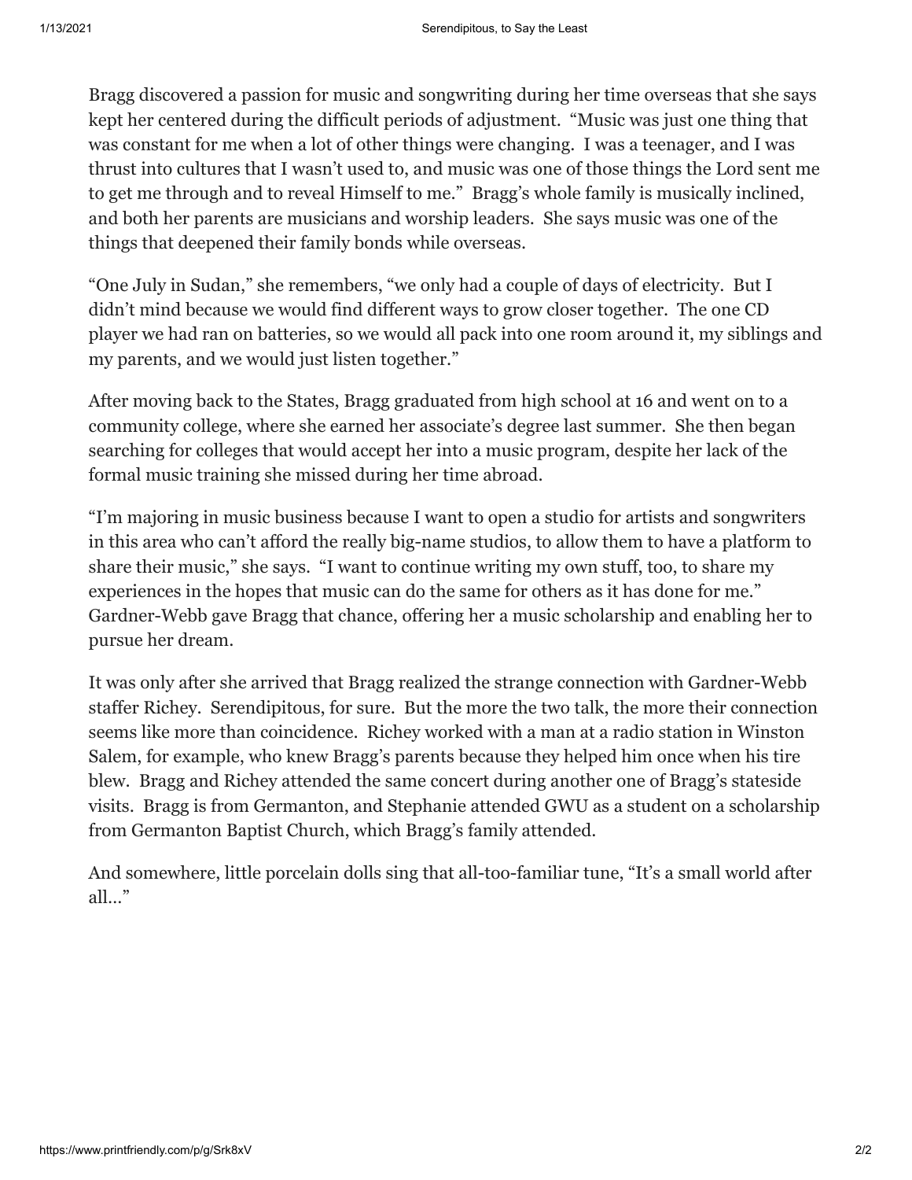Bragg discovered a passion for music and songwriting during her time overseas that she says kept her centered during the difficult periods of adjustment. "Music was just one thing that was constant for me when a lot of other things were changing. I was a teenager, and I was thrust into cultures that I wasn't used to, and music was one of those things the Lord sent me to get me through and to reveal Himself to me." Bragg's whole family is musically inclined, and both her parents are musicians and worship leaders. She says music was one of the things that deepened their family bonds while overseas.

"One July in Sudan," she remembers, "we only had a couple of days of electricity. But I didn't mind because we would find different ways to grow closer together. The one CD player we had ran on batteries, so we would all pack into one room around it, my siblings and my parents, and we would just listen together."

After moving back to the States, Bragg graduated from high school at 16 and went on to a community college, where she earned her associate's degree last summer. She then began searching for colleges that would accept her into a music program, despite her lack of the formal music training she missed during her time abroad.

"I'm majoring in music business because I want to open a studio for artists and songwriters in this area who can't afford the really big-name studios, to allow them to have a platform to share their music," she says. "I want to continue writing my own stuff, too, to share my experiences in the hopes that music can do the same for others as it has done for me." Gardner-Webb gave Bragg that chance, offering her a music scholarship and enabling her to pursue her dream.

It was only after she arrived that Bragg realized the strange connection with Gardner-Webb staffer Richey. Serendipitous, for sure. But the more the two talk, the more their connection seems like more than coincidence. Richey worked with a man at a radio station in Winston Salem, for example, who knew Bragg's parents because they helped him once when his tire blew. Bragg and Richey attended the same concert during another one of Bragg's stateside visits. Bragg is from Germanton, and Stephanie attended GWU as a student on a scholarship from Germanton Baptist Church, which Bragg's family attended.

And somewhere, little porcelain dolls sing that all-too-familiar tune, "It's a small world after all…"